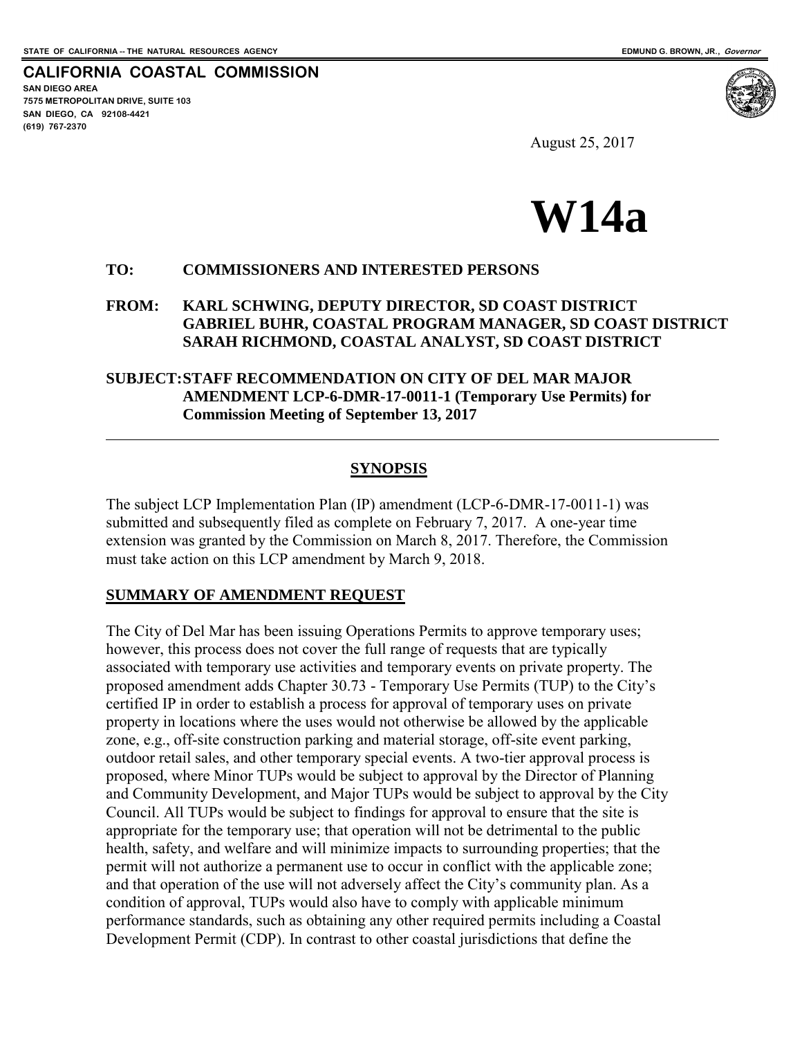STATE OF CALIFORNIA -- THE NATURAL RESOURCES AGENCY

EDMUND G. BROWN, JR., *Governor*

**CALIFORNIA COASTAL COMMISSION**
**SAN DIEGO AREA**
**7575 METROPOLITAN DRIVE, SUITE 103**
**SAN DIEGO, CA 92108-4421**
**(619) 767-2370**

August 25, 2017

# W14a

**TO: COMMISSIONERS AND INTERESTED PERSONS**

**FROM: KARL SCHWING, DEPUTY DIRECTOR, SD COAST DISTRICT**
**GABRIEL BUHR, COASTAL PROGRAM MANAGER, SD COAST DISTRICT**
**SARAH RICHMOND, COASTAL ANALYST, SD COAST DISTRICT**

**SUBJECT: STAFF RECOMMENDATION ON CITY OF DEL MAR MAJOR AMENDMENT LCP-6-DMR-17-0011-1 (Temporary Use Permits) for Commission Meeting of September 13, 2017**

---

## SYNOPSIS

The subject LCP Implementation Plan (IP) amendment (LCP-6-DMR-17-0011-1) was submitted and subsequently filed as complete on February 7, 2017. A one-year time extension was granted by the Commission on March 8, 2017. Therefore, the Commission must take action on this LCP amendment by March 9, 2018.

## SUMMARY OF AMENDMENT REQUEST

The City of Del Mar has been issuing Operations Permits to approve temporary uses; however, this process does not cover the full range of requests that are typically associated with temporary use activities and temporary events on private property. The proposed amendment adds Chapter 30.73 - Temporary Use Permits (TUP) to the City's certified IP in order to establish a process for approval of temporary uses on private property in locations where the uses would not otherwise be allowed by the applicable zone, e.g., off-site construction parking and material storage, off-site event parking, outdoor retail sales, and other temporary special events. A two-tier approval process is proposed, where Minor TUPs would be subject to approval by the Director of Planning and Community Development, and Major TUPs would be subject to approval by the City Council. All TUPs would be subject to findings for approval to ensure that the site is appropriate for the temporary use; that operation will not be detrimental to the public health, safety, and welfare and will minimize impacts to surrounding properties; that the permit will not authorize a permanent use to occur in conflict with the applicable zone; and that operation of the use will not adversely affect the City's community plan. As a condition of approval, TUPs would also have to comply with applicable minimum performance standards, such as obtaining any other required permits including a Coastal Development Permit (CDP). In contrast to other coastal jurisdictions that define the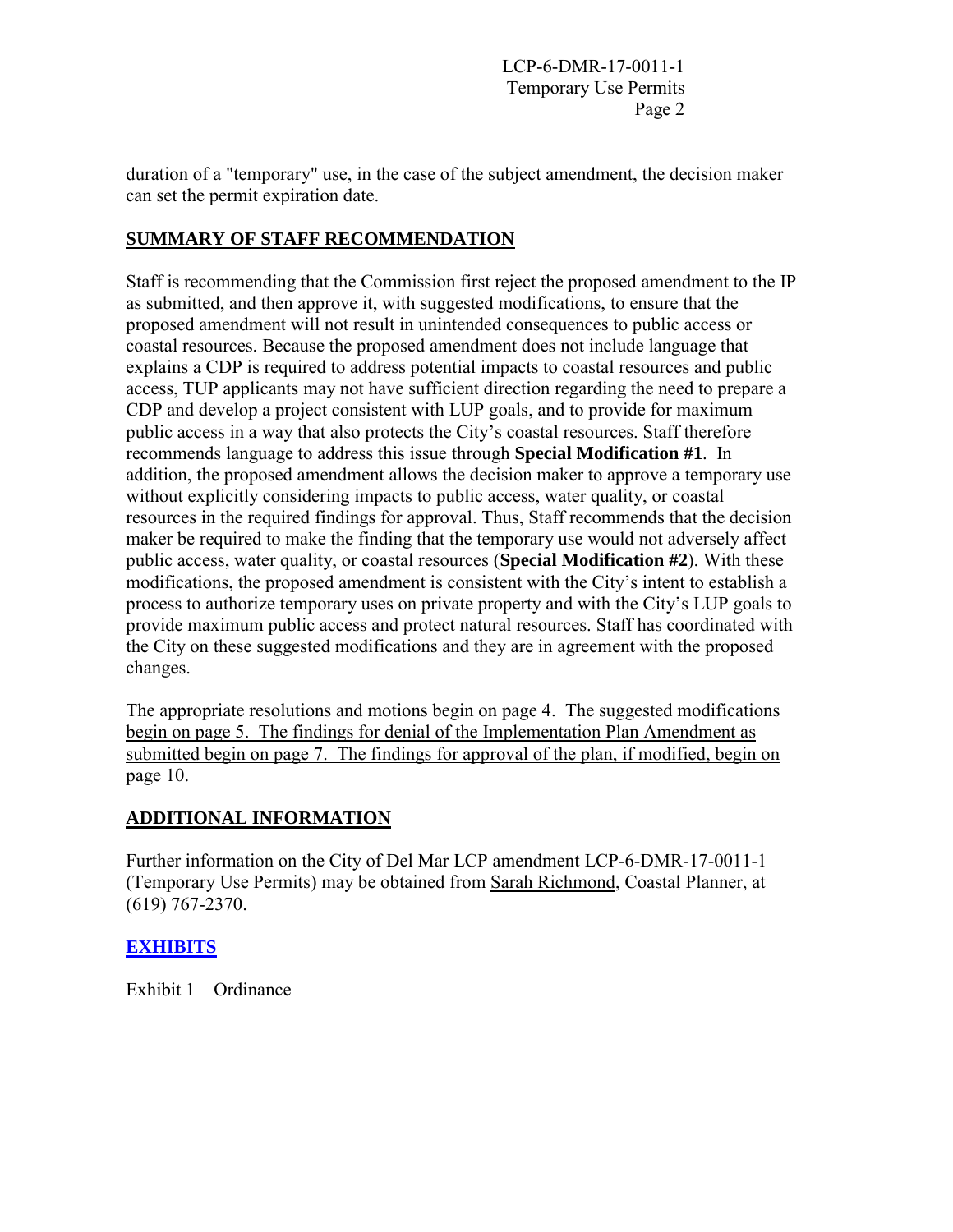duration of a "temporary" use, in the case of the subject amendment, the decision maker can set the permit expiration date.

## SUMMARY OF STAFF RECOMMENDATION

Staff is recommending that the Commission first reject the proposed amendment to the IP as submitted, and then approve it, with suggested modifications, to ensure that the proposed amendment will not result in unintended consequences to public access or coastal resources. Because the proposed amendment does not include language that explains a CDP is required to address potential impacts to coastal resources and public access, TUP applicants may not have sufficient direction regarding the need to prepare a CDP and develop a project consistent with LUP goals, and to provide for maximum public access in a way that also protects the City's coastal resources. Staff therefore recommends language to address this issue through **Special Modification #1**. In addition, the proposed amendment allows the decision maker to approve a temporary use without explicitly considering impacts to public access, water quality, or coastal resources in the required findings for approval. Thus, Staff recommends that the decision maker be required to make the finding that the temporary use would not adversely affect public access, water quality, or coastal resources (**Special Modification #2**). With these modifications, the proposed amendment is consistent with the City's intent to establish a process to authorize temporary uses on private property and with the City's LUP goals to provide maximum public access and protect natural resources. Staff has coordinated with the City on these suggested modifications and they are in agreement with the proposed changes.

The appropriate resolutions and motions begin on page 4. The suggested modifications begin on page 5. The findings for denial of the Implementation Plan Amendment as submitted begin on page 7. The findings for approval of the plan, if modified, begin on page 10.

## ADDITIONAL INFORMATION

Further information on the City of Del Mar LCP amendment LCP-6-DMR-17-0011-1 (Temporary Use Permits) may be obtained from Sarah Richmond, Coastal Planner, at (619) 767-2370.

## EXHIBITS

Exhibit 1 – Ordinance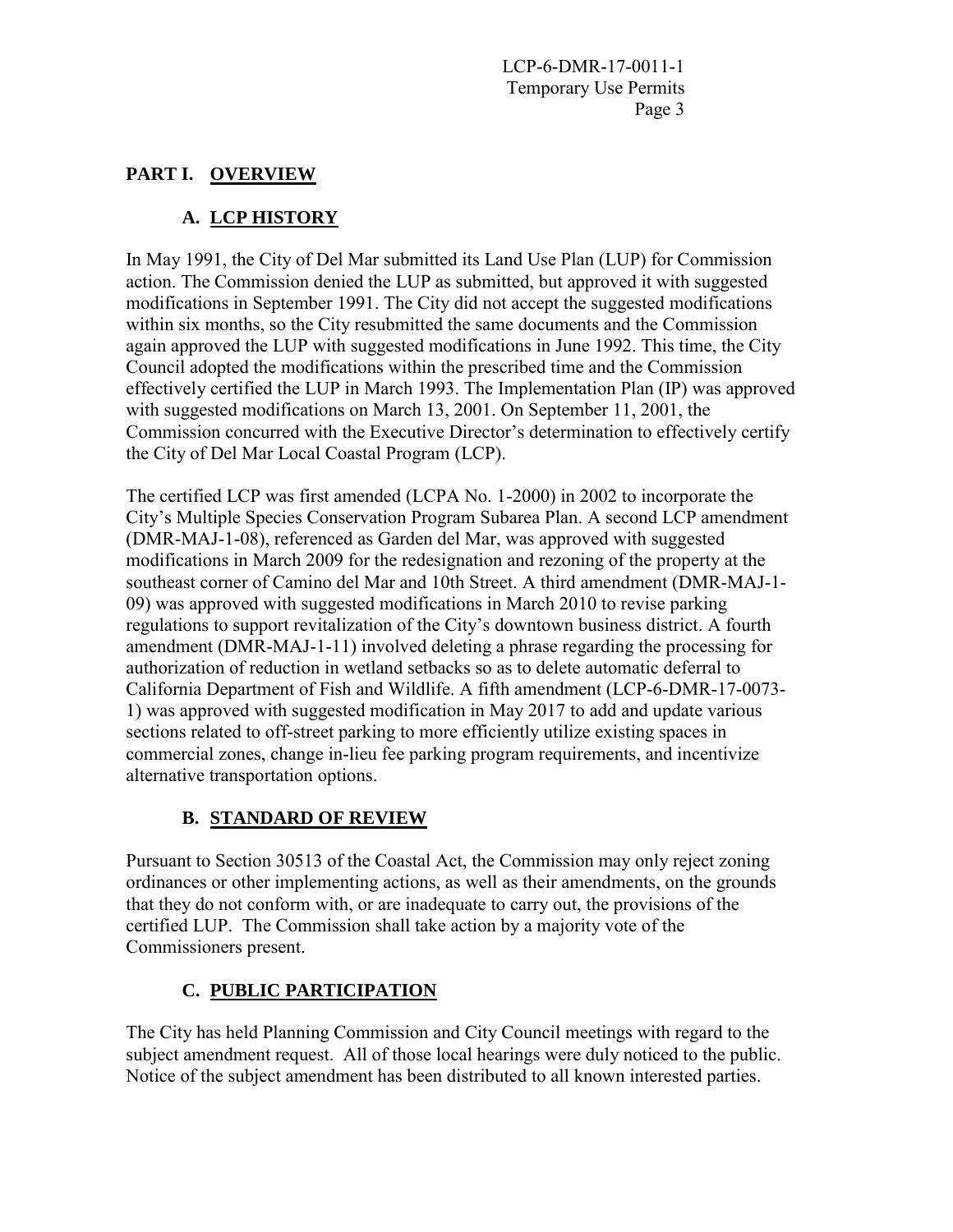# PART I. OVERVIEW

## A. LCP HISTORY

In May 1991, the City of Del Mar submitted its Land Use Plan (LUP) for Commission action. The Commission denied the LUP as submitted, but approved it with suggested modifications in September 1991. The City did not accept the suggested modifications within six months, so the City resubmitted the same documents and the Commission again approved the LUP with suggested modifications in June 1992. This time, the City Council adopted the modifications within the prescribed time and the Commission effectively certified the LUP in March 1993. The Implementation Plan (IP) was approved with suggested modifications on March 13, 2001. On September 11, 2001, the Commission concurred with the Executive Director's determination to effectively certify the City of Del Mar Local Coastal Program (LCP).

The certified LCP was first amended (LCPA No. 1-2000) in 2002 to incorporate the City's Multiple Species Conservation Program Subarea Plan. A second LCP amendment (DMR-MAJ-1-08), referenced as Garden del Mar, was approved with suggested modifications in March 2009 for the redesignation and rezoning of the property at the southeast corner of Camino del Mar and 10th Street. A third amendment (DMR-MAJ-1-09) was approved with suggested modifications in March 2010 to revise parking regulations to support revitalization of the City's downtown business district. A fourth amendment (DMR-MAJ-1-11) involved deleting a phrase regarding the processing for authorization of reduction in wetland setbacks so as to delete automatic deferral to California Department of Fish and Wildlife. A fifth amendment (LCP-6-DMR-17-0073-1) was approved with suggested modification in May 2017 to add and update various sections related to off-street parking to more efficiently utilize existing spaces in commercial zones, change in-lieu fee parking program requirements, and incentivize alternative transportation options.

## B. STANDARD OF REVIEW

Pursuant to Section 30513 of the Coastal Act, the Commission may only reject zoning ordinances or other implementing actions, as well as their amendments, on the grounds that they do not conform with, or are inadequate to carry out, the provisions of the certified LUP. The Commission shall take action by a majority vote of the Commissioners present.

## C. PUBLIC PARTICIPATION

The City has held Planning Commission and City Council meetings with regard to the subject amendment request. All of those local hearings were duly noticed to the public. Notice of the subject amendment has been distributed to all known interested parties.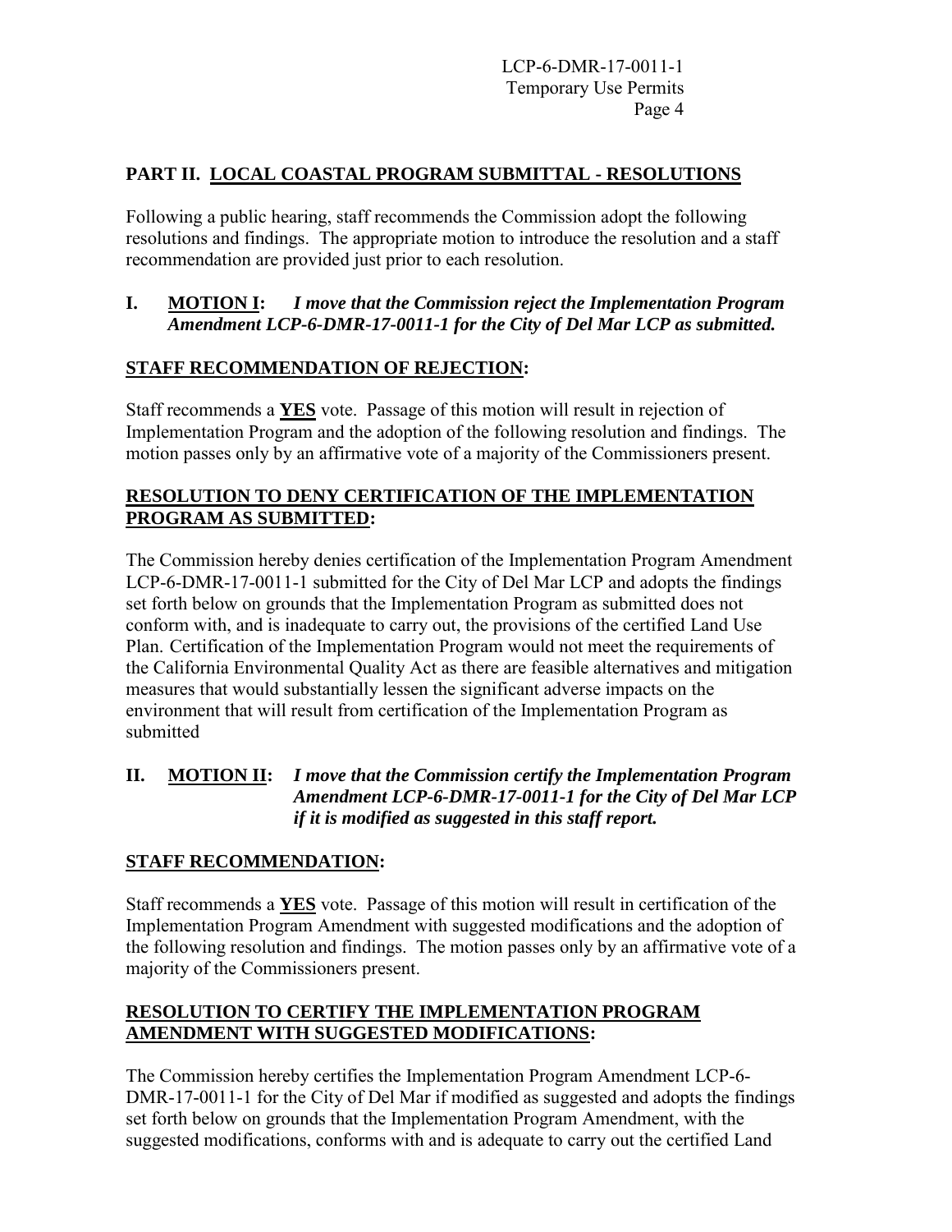## PART II. LOCAL COASTAL PROGRAM SUBMITTAL - RESOLUTIONS

Following a public hearing, staff recommends the Commission adopt the following resolutions and findings. The appropriate motion to introduce the resolution and a staff recommendation are provided just prior to each resolution.

**I. MOTION I:** ***I move that the Commission reject the Implementation Program Amendment LCP-6-DMR-17-0011-1 for the City of Del Mar LCP as submitted.***

**STAFF RECOMMENDATION OF REJECTION:**

Staff recommends a **YES** vote. Passage of this motion will result in rejection of Implementation Program and the adoption of the following resolution and findings. The motion passes only by an affirmative vote of a majority of the Commissioners present.

**RESOLUTION TO DENY CERTIFICATION OF THE IMPLEMENTATION PROGRAM AS SUBMITTED:**

The Commission hereby denies certification of the Implementation Program Amendment LCP-6-DMR-17-0011-1 submitted for the City of Del Mar LCP and adopts the findings set forth below on grounds that the Implementation Program as submitted does not conform with, and is inadequate to carry out, the provisions of the certified Land Use Plan. Certification of the Implementation Program would not meet the requirements of the California Environmental Quality Act as there are feasible alternatives and mitigation measures that would substantially lessen the significant adverse impacts on the environment that will result from certification of the Implementation Program as submitted

**II. MOTION II:** ***I move that the Commission certify the Implementation Program Amendment LCP-6-DMR-17-0011-1 for the City of Del Mar LCP if it is modified as suggested in this staff report.***

**STAFF RECOMMENDATION:**

Staff recommends a **YES** vote. Passage of this motion will result in certification of the Implementation Program Amendment with suggested modifications and the adoption of the following resolution and findings. The motion passes only by an affirmative vote of a majority of the Commissioners present.

**RESOLUTION TO CERTIFY THE IMPLEMENTATION PROGRAM AMENDMENT WITH SUGGESTED MODIFICATIONS:**

The Commission hereby certifies the Implementation Program Amendment LCP-6-DMR-17-0011-1 for the City of Del Mar if modified as suggested and adopts the findings set forth below on grounds that the Implementation Program Amendment, with the suggested modifications, conforms with and is adequate to carry out the certified Land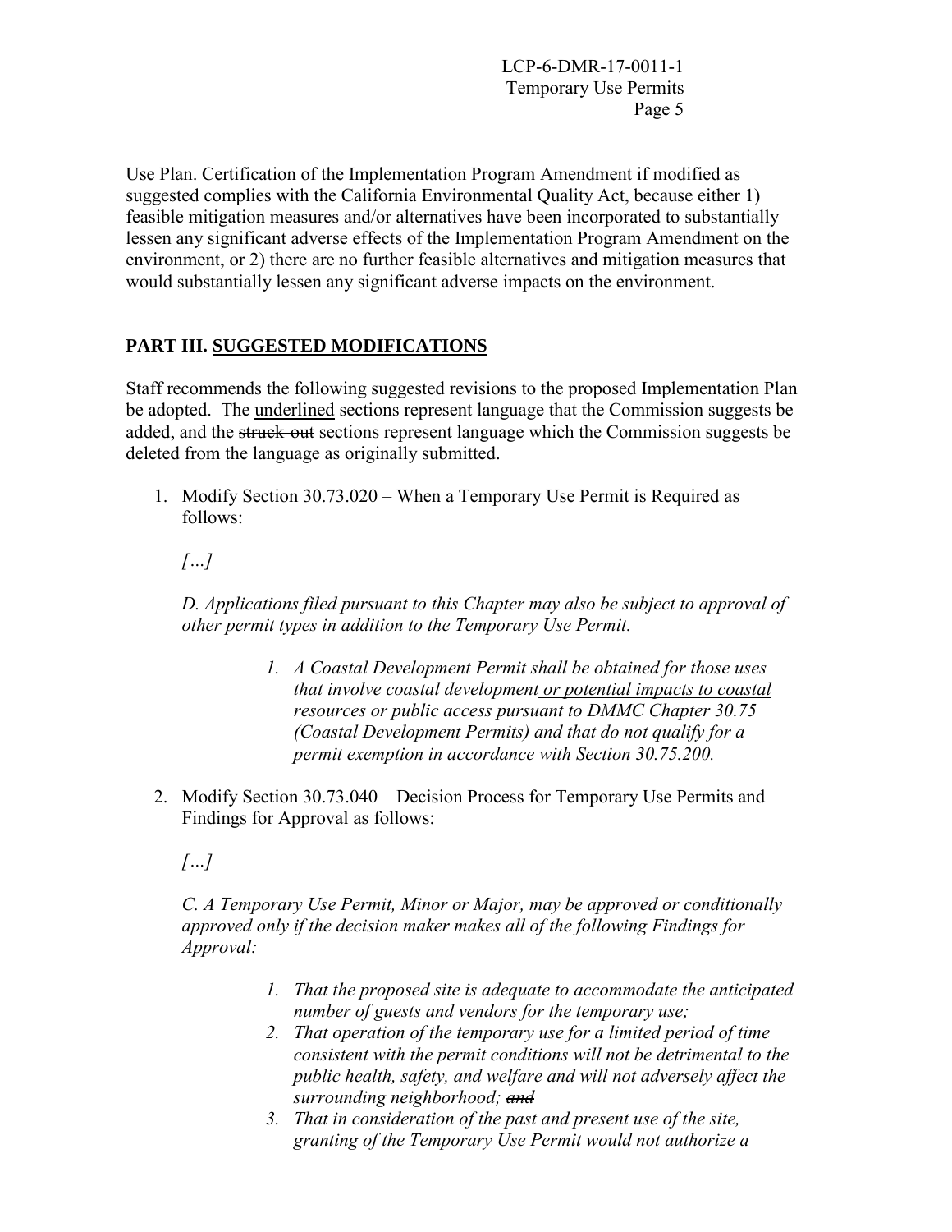Use Plan. Certification of the Implementation Program Amendment if modified as suggested complies with the California Environmental Quality Act, because either 1) feasible mitigation measures and/or alternatives have been incorporated to substantially lessen any significant adverse effects of the Implementation Program Amendment on the environment, or 2) there are no further feasible alternatives and mitigation measures that would substantially lessen any significant adverse impacts on the environment.

## PART III. <u>SUGGESTED MODIFICATIONS</u>

Staff recommends the following suggested revisions to the proposed Implementation Plan be adopted. The <u>underlined</u> sections represent language that the Commission suggests be added, and the ~~struck-out~~ sections represent language which the Commission suggests be deleted from the language as originally submitted.

1. Modify Section 30.73.020 – When a Temporary Use Permit is Required as follows:

   *[...]*

   *D. Applications filed pursuant to this Chapter may also be subject to approval of other permit types in addition to the Temporary Use Permit.*

   > *1. A Coastal Development Permit shall be obtained for those uses that involve coastal development <u>or potential impacts to coastal resources or public access</u> pursuant to DMMC Chapter 30.75 (Coastal Development Permits) and that do not qualify for a permit exemption in accordance with Section 30.75.200.*

2. Modify Section 30.73.040 – Decision Process for Temporary Use Permits and Findings for Approval as follows:

   *[...]*

   *C. A Temporary Use Permit, Minor or Major, may be approved or conditionally approved only if the decision maker makes all of the following Findings for Approval:*

   > *1. That the proposed site is adequate to accommodate the anticipated number of guests and vendors for the temporary use;*
   > *2. That operation of the temporary use for a limited period of time consistent with the permit conditions will not be detrimental to the public health, safety, and welfare and will not adversely affect the surrounding neighborhood; ~~and~~*
   > *3. That in consideration of the past and present use of the site, granting of the Temporary Use Permit would not authorize a*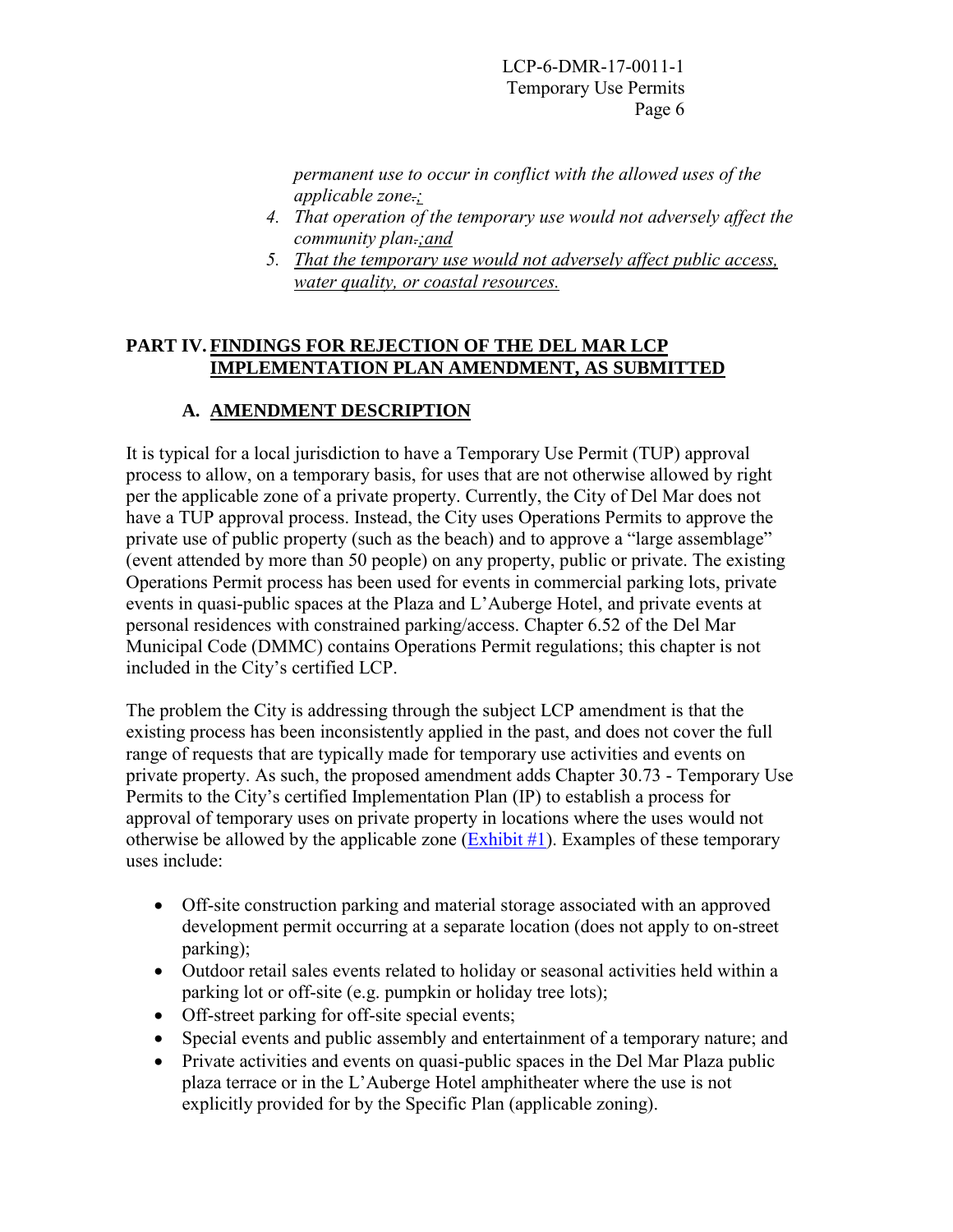*permanent use to occur in conflict with the allowed uses of the applicable zone.;*

4. *That operation of the temporary use would not adversely affect the community plan.;and*
5. *That the temporary use would not adversely affect public access, water quality, or coastal resources.*

## PART IV. FINDINGS FOR REJECTION OF THE DEL MAR LCP IMPLEMENTATION PLAN AMENDMENT, AS SUBMITTED

### A. AMENDMENT DESCRIPTION

It is typical for a local jurisdiction to have a Temporary Use Permit (TUP) approval process to allow, on a temporary basis, for uses that are not otherwise allowed by right per the applicable zone of a private property. Currently, the City of Del Mar does not have a TUP approval process. Instead, the City uses Operations Permits to approve the private use of public property (such as the beach) and to approve a "large assemblage" (event attended by more than 50 people) on any property, public or private. The existing Operations Permit process has been used for events in commercial parking lots, private events in quasi-public spaces at the Plaza and L'Auberge Hotel, and private events at personal residences with constrained parking/access. Chapter 6.52 of the Del Mar Municipal Code (DMMC) contains Operations Permit regulations; this chapter is not included in the City's certified LCP.

The problem the City is addressing through the subject LCP amendment is that the existing process has been inconsistently applied in the past, and does not cover the full range of requests that are typically made for temporary use activities and events on private property. As such, the proposed amendment adds Chapter 30.73 - Temporary Use Permits to the City's certified Implementation Plan (IP) to establish a process for approval of temporary uses on private property in locations where the uses would not otherwise be allowed by the applicable zone (Exhibit #1). Examples of these temporary uses include:

- Off-site construction parking and material storage associated with an approved development permit occurring at a separate location (does not apply to on-street parking);
- Outdoor retail sales events related to holiday or seasonal activities held within a parking lot or off-site (e.g. pumpkin or holiday tree lots);
- Off-street parking for off-site special events;
- Special events and public assembly and entertainment of a temporary nature; and
- Private activities and events on quasi-public spaces in the Del Mar Plaza public plaza terrace or in the L'Auberge Hotel amphitheater where the use is not explicitly provided for by the Specific Plan (applicable zoning).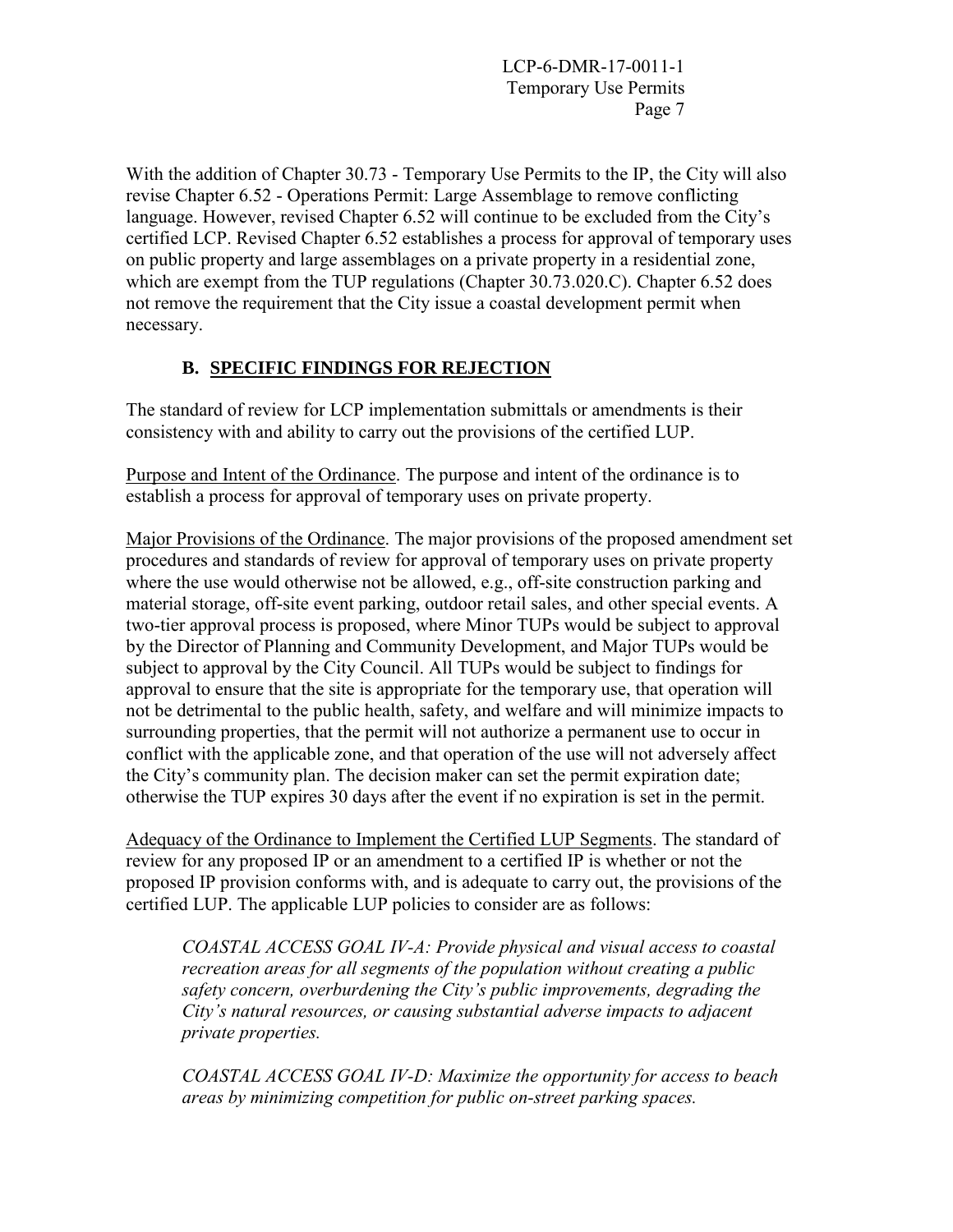With the addition of Chapter 30.73 - Temporary Use Permits to the IP, the City will also revise Chapter 6.52 - Operations Permit: Large Assemblage to remove conflicting language. However, revised Chapter 6.52 will continue to be excluded from the City's certified LCP. Revised Chapter 6.52 establishes a process for approval of temporary uses on public property and large assemblages on a private property in a residential zone, which are exempt from the TUP regulations (Chapter 30.73.020.C). Chapter 6.52 does not remove the requirement that the City issue a coastal development permit when necessary.

## B. SPECIFIC FINDINGS FOR REJECTION

The standard of review for LCP implementation submittals or amendments is their consistency with and ability to carry out the provisions of the certified LUP.

Purpose and Intent of the Ordinance. The purpose and intent of the ordinance is to establish a process for approval of temporary uses on private property.

Major Provisions of the Ordinance. The major provisions of the proposed amendment set procedures and standards of review for approval of temporary uses on private property where the use would otherwise not be allowed, e.g., off-site construction parking and material storage, off-site event parking, outdoor retail sales, and other special events. A two-tier approval process is proposed, where Minor TUPs would be subject to approval by the Director of Planning and Community Development, and Major TUPs would be subject to approval by the City Council. All TUPs would be subject to findings for approval to ensure that the site is appropriate for the temporary use, that operation will not be detrimental to the public health, safety, and welfare and will minimize impacts to surrounding properties, that the permit will not authorize a permanent use to occur in conflict with the applicable zone, and that operation of the use will not adversely affect the City's community plan. The decision maker can set the permit expiration date; otherwise the TUP expires 30 days after the event if no expiration is set in the permit.

Adequacy of the Ordinance to Implement the Certified LUP Segments. The standard of review for any proposed IP or an amendment to a certified IP is whether or not the proposed IP provision conforms with, and is adequate to carry out, the provisions of the certified LUP. The applicable LUP policies to consider are as follows:

> *COASTAL ACCESS GOAL IV-A: Provide physical and visual access to coastal recreation areas for all segments of the population without creating a public safety concern, overburdening the City's public improvements, degrading the City's natural resources, or causing substantial adverse impacts to adjacent private properties.*

> *COASTAL ACCESS GOAL IV-D: Maximize the opportunity for access to beach areas by minimizing competition for public on-street parking spaces.*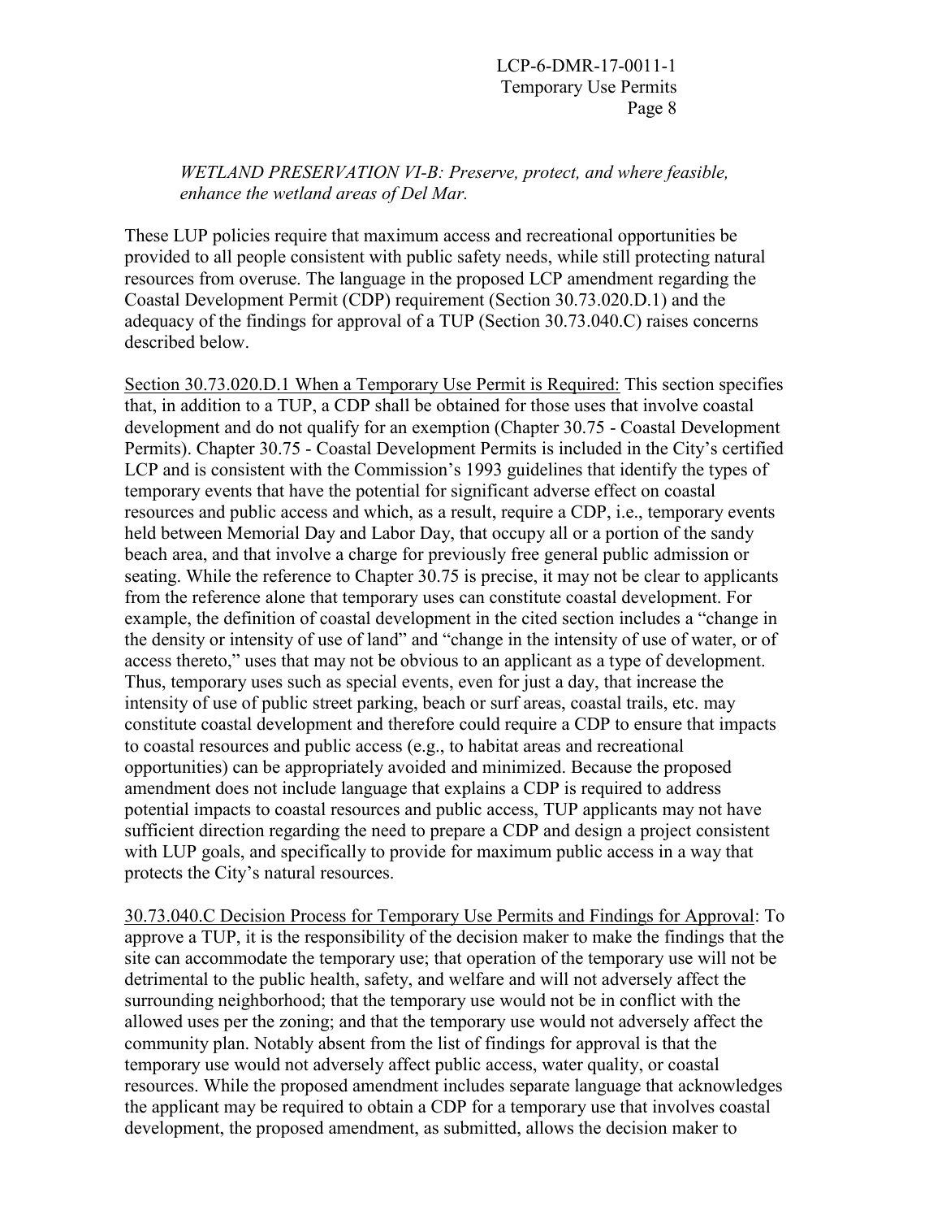*WETLAND PRESERVATION VI-B: Preserve, protect, and where feasible, enhance the wetland areas of Del Mar.*

These LUP policies require that maximum access and recreational opportunities be provided to all people consistent with public safety needs, while still protecting natural resources from overuse. The language in the proposed LCP amendment regarding the Coastal Development Permit (CDP) requirement (Section 30.73.020.D.1) and the adequacy of the findings for approval of a TUP (Section 30.73.040.C) raises concerns described below.

<u>Section 30.73.020.D.1 When a Temporary Use Permit is Required:</u> This section specifies that, in addition to a TUP, a CDP shall be obtained for those uses that involve coastal development and do not qualify for an exemption (Chapter 30.75 - Coastal Development Permits). Chapter 30.75 - Coastal Development Permits is included in the City's certified LCP and is consistent with the Commission's 1993 guidelines that identify the types of temporary events that have the potential for significant adverse effect on coastal resources and public access and which, as a result, require a CDP, i.e., temporary events held between Memorial Day and Labor Day, that occupy all or a portion of the sandy beach area, and that involve a charge for previously free general public admission or seating. While the reference to Chapter 30.75 is precise, it may not be clear to applicants from the reference alone that temporary uses can constitute coastal development. For example, the definition of coastal development in the cited section includes a "change in the density or intensity of use of land" and "change in the intensity of use of water, or of access thereto," uses that may not be obvious to an applicant as a type of development. Thus, temporary uses such as special events, even for just a day, that increase the intensity of use of public street parking, beach or surf areas, coastal trails, etc. may constitute coastal development and therefore could require a CDP to ensure that impacts to coastal resources and public access (e.g., to habitat areas and recreational opportunities) can be appropriately avoided and minimized. Because the proposed amendment does not include language that explains a CDP is required to address potential impacts to coastal resources and public access, TUP applicants may not have sufficient direction regarding the need to prepare a CDP and design a project consistent with LUP goals, and specifically to provide for maximum public access in a way that protects the City's natural resources.

<u>30.73.040.C Decision Process for Temporary Use Permits and Findings for Approval</u>: To approve a TUP, it is the responsibility of the decision maker to make the findings that the site can accommodate the temporary use; that operation of the temporary use will not be detrimental to the public health, safety, and welfare and will not adversely affect the surrounding neighborhood; that the temporary use would not be in conflict with the allowed uses per the zoning; and that the temporary use would not adversely affect the community plan. Notably absent from the list of findings for approval is that the temporary use would not adversely affect public access, water quality, or coastal resources. While the proposed amendment includes separate language that acknowledges the applicant may be required to obtain a CDP for a temporary use that involves coastal development, the proposed amendment, as submitted, allows the decision maker to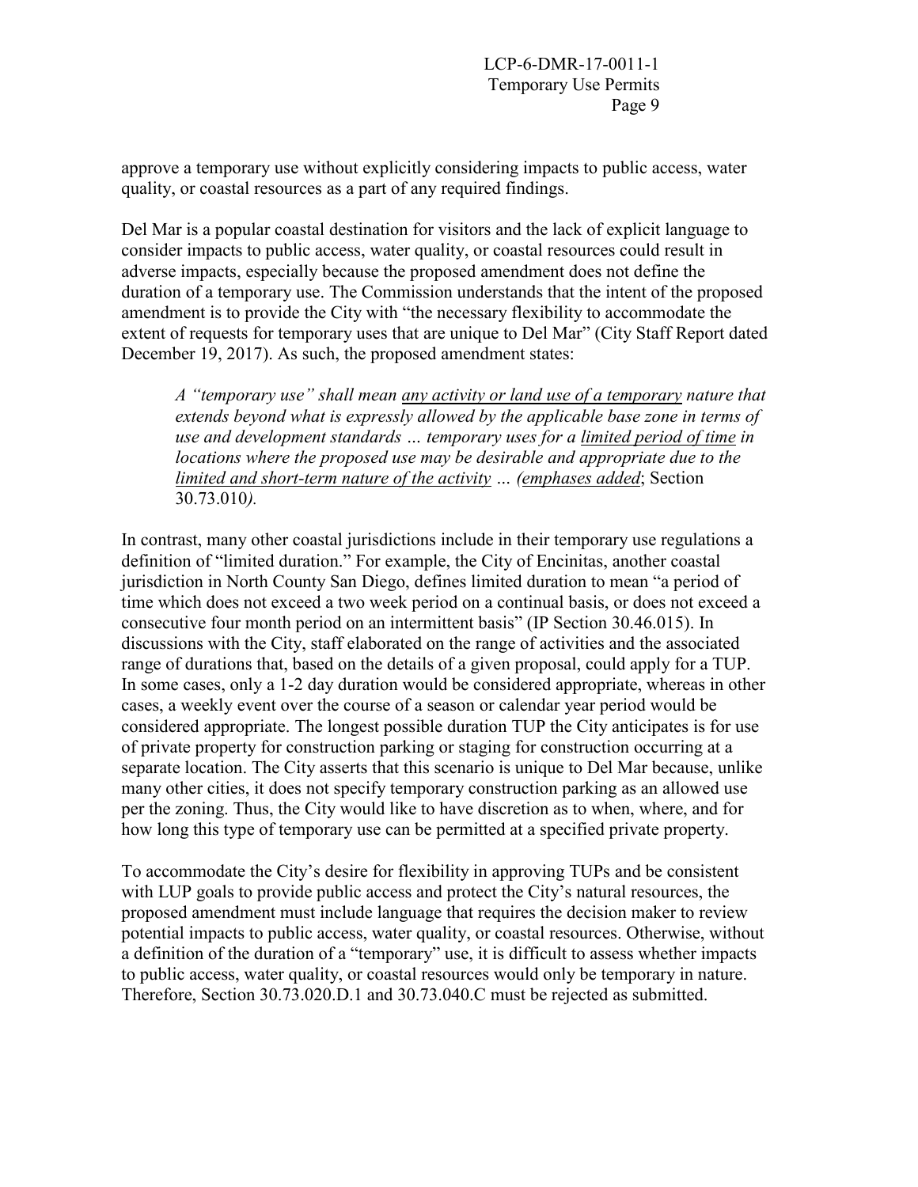approve a temporary use without explicitly considering impacts to public access, water quality, or coastal resources as a part of any required findings.

Del Mar is a popular coastal destination for visitors and the lack of explicit language to consider impacts to public access, water quality, or coastal resources could result in adverse impacts, especially because the proposed amendment does not define the duration of a temporary use. The Commission understands that the intent of the proposed amendment is to provide the City with "the necessary flexibility to accommodate the extent of requests for temporary uses that are unique to Del Mar" (City Staff Report dated December 19, 2017). As such, the proposed amendment states:

> *A "temporary use" shall mean <u>any activity or land use of a temporary</u> nature that extends beyond what is expressly allowed by the applicable base zone in terms of use and development standards … temporary uses for a <u>limited period of time</u> in locations where the proposed use may be desirable and appropriate due to the <u>limited and short-term nature of the activity</u> … (<u>emphases added</u>;* Section 30.73.010*).*

In contrast, many other coastal jurisdictions include in their temporary use regulations a definition of "limited duration." For example, the City of Encinitas, another coastal jurisdiction in North County San Diego, defines limited duration to mean "a period of time which does not exceed a two week period on a continual basis, or does not exceed a consecutive four month period on an intermittent basis" (IP Section 30.46.015). In discussions with the City, staff elaborated on the range of activities and the associated range of durations that, based on the details of a given proposal, could apply for a TUP. In some cases, only a 1-2 day duration would be considered appropriate, whereas in other cases, a weekly event over the course of a season or calendar year period would be considered appropriate. The longest possible duration TUP the City anticipates is for use of private property for construction parking or staging for construction occurring at a separate location. The City asserts that this scenario is unique to Del Mar because, unlike many other cities, it does not specify temporary construction parking as an allowed use per the zoning. Thus, the City would like to have discretion as to when, where, and for how long this type of temporary use can be permitted at a specified private property.

To accommodate the City's desire for flexibility in approving TUPs and be consistent with LUP goals to provide public access and protect the City's natural resources, the proposed amendment must include language that requires the decision maker to review potential impacts to public access, water quality, or coastal resources. Otherwise, without a definition of the duration of a "temporary" use, it is difficult to assess whether impacts to public access, water quality, or coastal resources would only be temporary in nature. Therefore, Section 30.73.020.D.1 and 30.73.040.C must be rejected as submitted.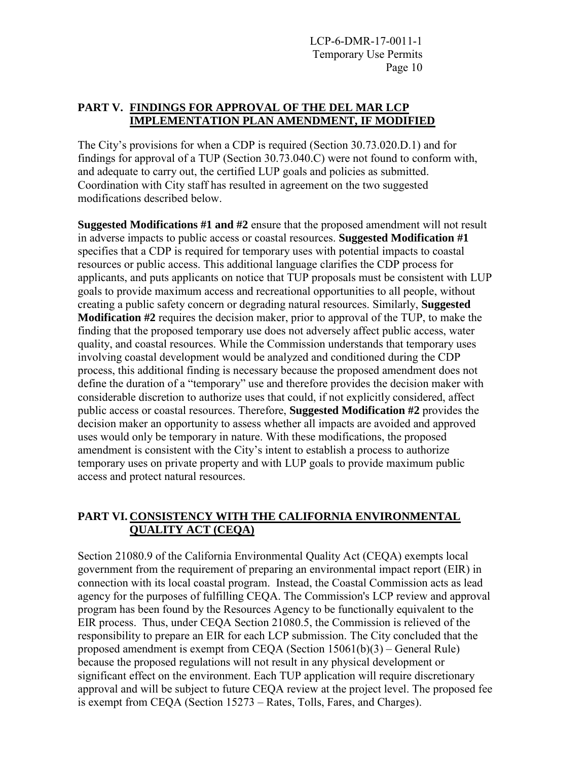## PART V. FINDINGS FOR APPROVAL OF THE DEL MAR LCP IMPLEMENTATION PLAN AMENDMENT, IF MODIFIED

The City's provisions for when a CDP is required (Section 30.73.020.D.1) and for findings for approval of a TUP (Section 30.73.040.C) were not found to conform with, and adequate to carry out, the certified LUP goals and policies as submitted. Coordination with City staff has resulted in agreement on the two suggested modifications described below.

**Suggested Modifications #1 and #2** ensure that the proposed amendment will not result in adverse impacts to public access or coastal resources. **Suggested Modification #1** specifies that a CDP is required for temporary uses with potential impacts to coastal resources or public access. This additional language clarifies the CDP process for applicants, and puts applicants on notice that TUP proposals must be consistent with LUP goals to provide maximum access and recreational opportunities to all people, without creating a public safety concern or degrading natural resources. Similarly, **Suggested Modification #2** requires the decision maker, prior to approval of the TUP, to make the finding that the proposed temporary use does not adversely affect public access, water quality, and coastal resources. While the Commission understands that temporary uses involving coastal development would be analyzed and conditioned during the CDP process, this additional finding is necessary because the proposed amendment does not define the duration of a "temporary" use and therefore provides the decision maker with considerable discretion to authorize uses that could, if not explicitly considered, affect public access or coastal resources. Therefore, **Suggested Modification #2** provides the decision maker an opportunity to assess whether all impacts are avoided and approved uses would only be temporary in nature. With these modifications, the proposed amendment is consistent with the City's intent to establish a process to authorize temporary uses on private property and with LUP goals to provide maximum public access and protect natural resources.

## PART VI. CONSISTENCY WITH THE CALIFORNIA ENVIRONMENTAL QUALITY ACT (CEQA)

Section 21080.9 of the California Environmental Quality Act (CEQA) exempts local government from the requirement of preparing an environmental impact report (EIR) in connection with its local coastal program. Instead, the Coastal Commission acts as lead agency for the purposes of fulfilling CEQA. The Commission's LCP review and approval program has been found by the Resources Agency to be functionally equivalent to the EIR process. Thus, under CEQA Section 21080.5, the Commission is relieved of the responsibility to prepare an EIR for each LCP submission. The City concluded that the proposed amendment is exempt from CEQA (Section 15061(b)(3) – General Rule) because the proposed regulations will not result in any physical development or significant effect on the environment. Each TUP application will require discretionary approval and will be subject to future CEQA review at the project level. The proposed fee is exempt from CEQA (Section 15273 – Rates, Tolls, Fares, and Charges).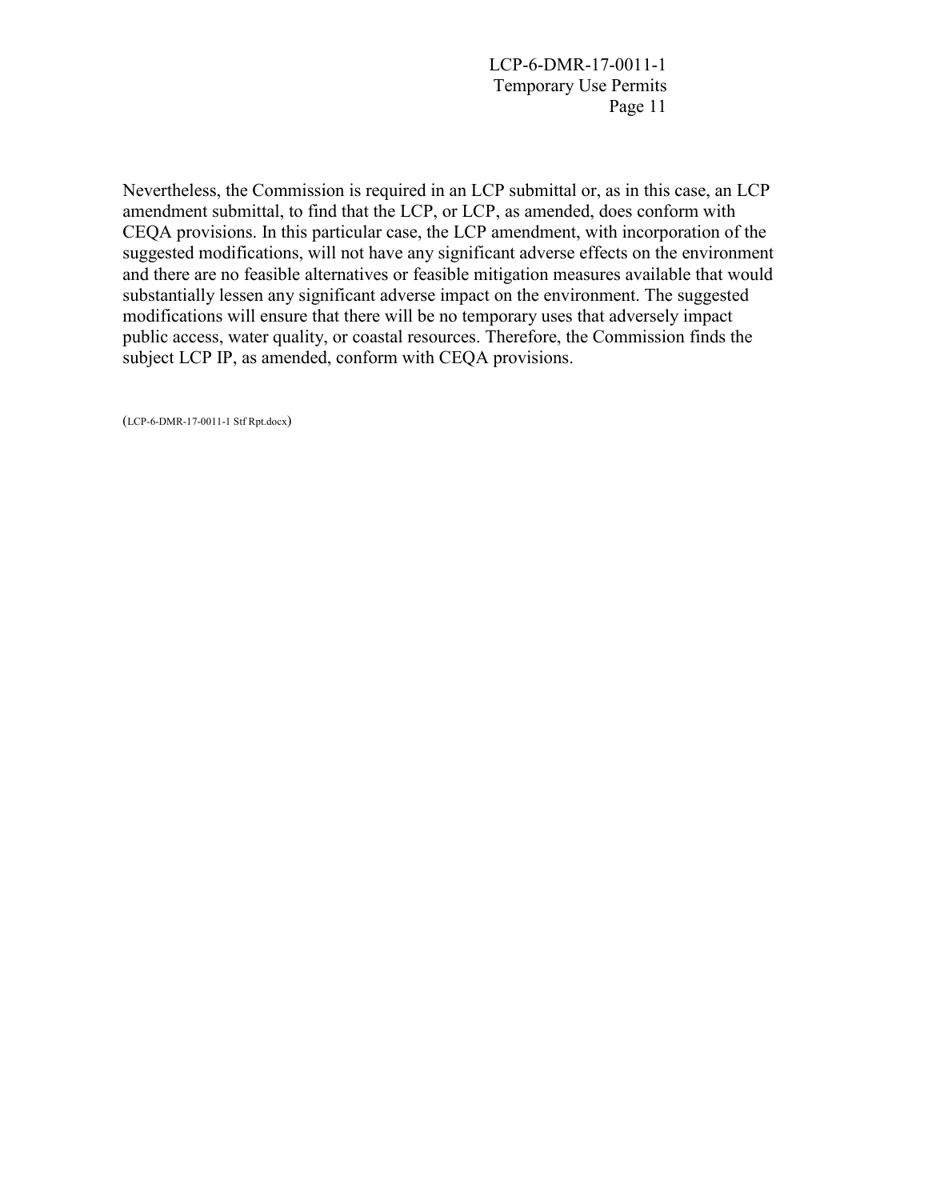Nevertheless, the Commission is required in an LCP submittal or, as in this case, an LCP amendment submittal, to find that the LCP, or LCP, as amended, does conform with CEQA provisions. In this particular case, the LCP amendment, with incorporation of the suggested modifications, will not have any significant adverse effects on the environment and there are no feasible alternatives or feasible mitigation measures available that would substantially lessen any significant adverse impact on the environment. The suggested modifications will ensure that there will be no temporary uses that adversely impact public access, water quality, or coastal resources. Therefore, the Commission finds the subject LCP IP, as amended, conform with CEQA provisions.

(LCP-6-DMR-17-0011-1 Stf Rpt.docx)